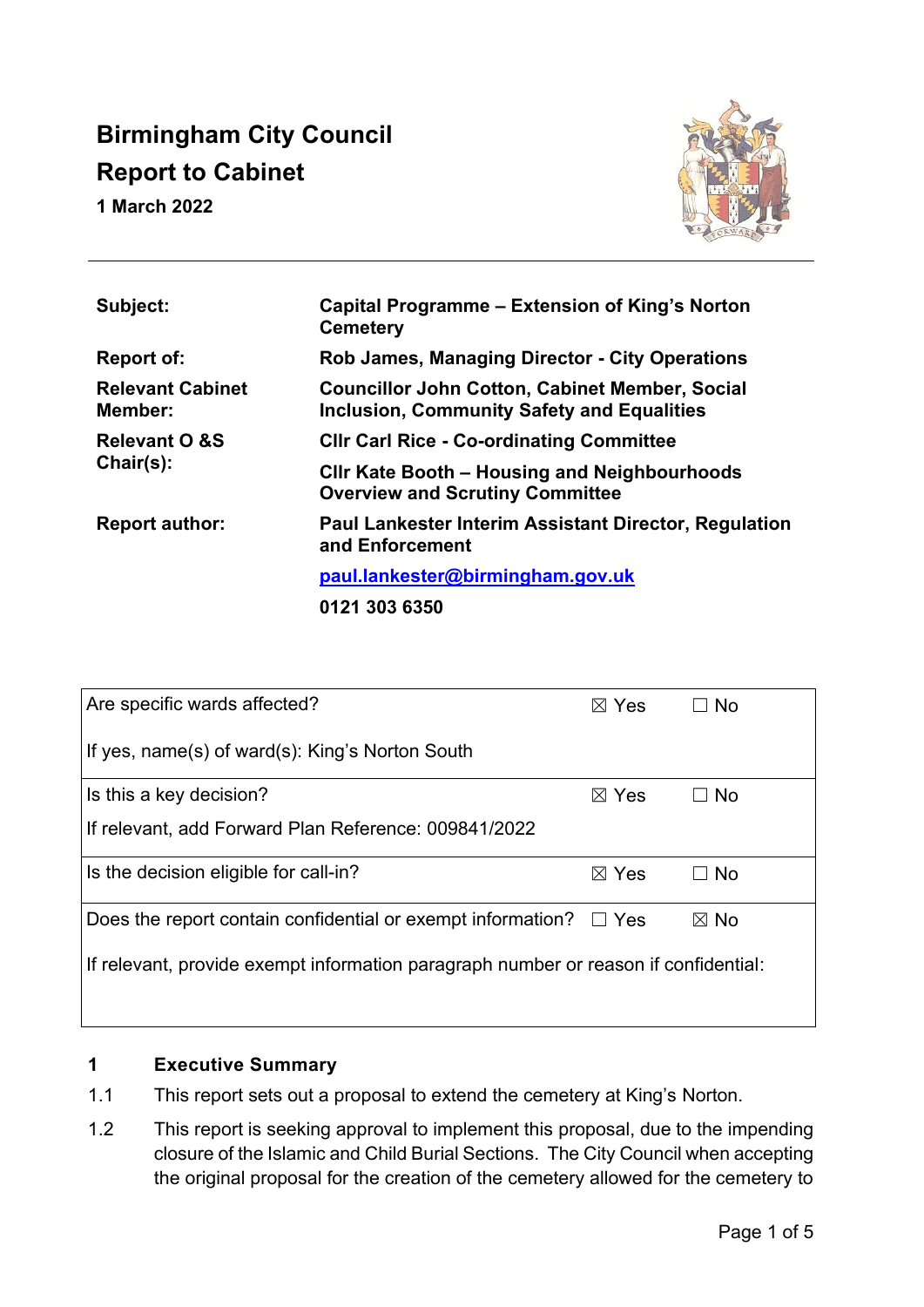# Birmingham City Council
## Report to Cabinet
**1 March 2022**

| | |
|---|---|
| **Subject:** | **Capital Programme – Extension of King's Norton Cemetery** |
| **Report of:** | **Rob James, Managing Director - City Operations** |
| **Relevant Cabinet Member:** | **Councillor John Cotton, Cabinet Member, Social Inclusion, Community Safety and Equalities** |
| **Relevant O &S Chair(s):** | **Cllr Carl Rice - Co-ordinating Committee** |
| | **Cllr Kate Booth – Housing and Neighbourhoods Overview and Scrutiny Committee** |
| **Report author:** | **Paul Lankester Interim Assistant Director, Regulation and Enforcement** |
| | **paul.lankester@birmingham.gov.uk** |
| | **0121 303 6350** |

| | | |
|---|---|---|
| Are specific wards affected?<br>If yes, name(s) of ward(s): King's Norton South | ☒ Yes | ☐ No |
| Is this a key decision?<br>If relevant, add Forward Plan Reference: 009841/2022 | ☒ Yes | ☐ No |
| Is the decision eligible for call-in? | ☒ Yes | ☐ No |
| Does the report contain confidential or exempt information?<br>If relevant, provide exempt information paragraph number or reason if confidential: | ☐ Yes | ☒ No |

## 1 Executive Summary

1.1 This report sets out a proposal to extend the cemetery at King's Norton.

1.2 This report is seeking approval to implement this proposal, due to the impending closure of the Islamic and Child Burial Sections. The City Council when accepting the original proposal for the creation of the cemetery allowed for the cemetery to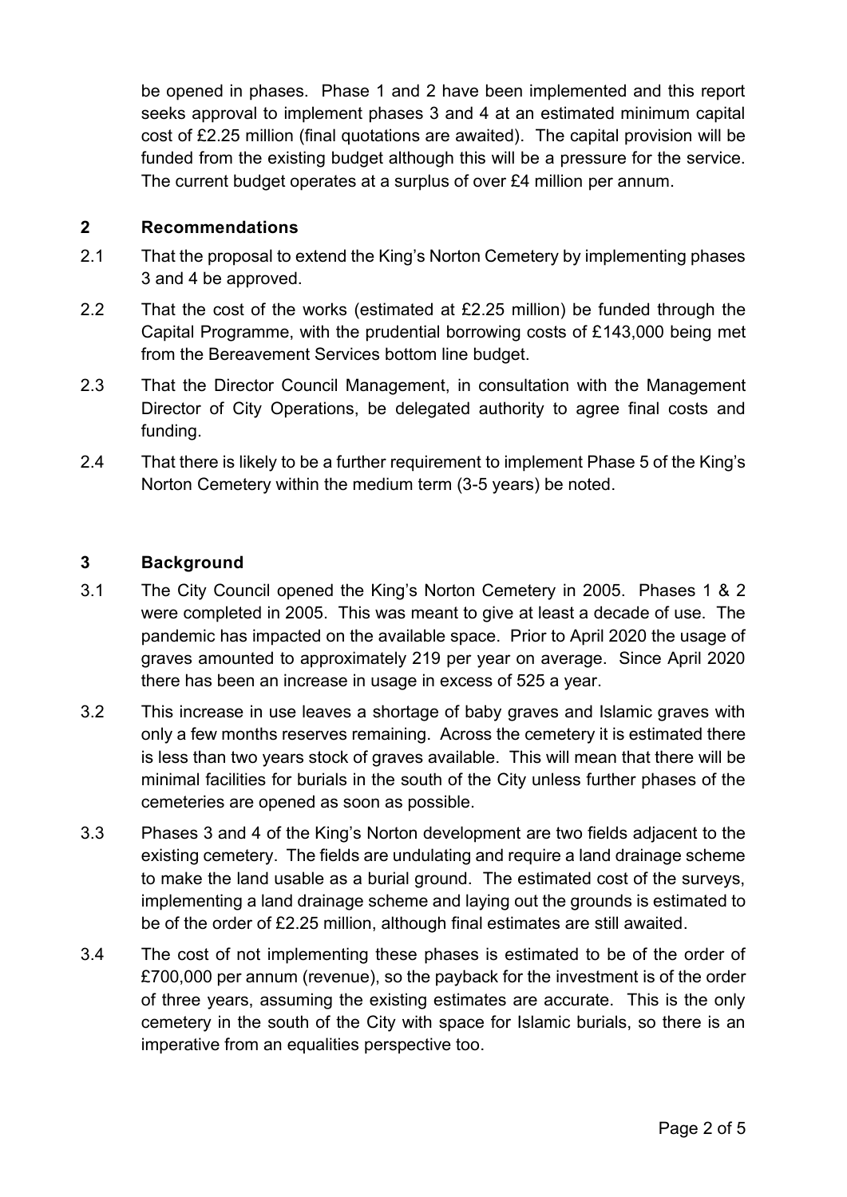be opened in phases. Phase 1 and 2 have been implemented and this report seeks approval to implement phases 3 and 4 at an estimated minimum capital cost of £2.25 million (final quotations are awaited). The capital provision will be funded from the existing budget although this will be a pressure for the service. The current budget operates at a surplus of over £4 million per annum.

## 2 Recommendations

2.1 That the proposal to extend the King's Norton Cemetery by implementing phases 3 and 4 be approved.

2.2 That the cost of the works (estimated at £2.25 million) be funded through the Capital Programme, with the prudential borrowing costs of £143,000 being met from the Bereavement Services bottom line budget.

2.3 That the Director Council Management, in consultation with the Management Director of City Operations, be delegated authority to agree final costs and funding.

2.4 That there is likely to be a further requirement to implement Phase 5 of the King's Norton Cemetery within the medium term (3-5 years) be noted.

## 3 Background

3.1 The City Council opened the King's Norton Cemetery in 2005. Phases 1 & 2 were completed in 2005. This was meant to give at least a decade of use. The pandemic has impacted on the available space. Prior to April 2020 the usage of graves amounted to approximately 219 per year on average. Since April 2020 there has been an increase in usage in excess of 525 a year.

3.2 This increase in use leaves a shortage of baby graves and Islamic graves with only a few months reserves remaining. Across the cemetery it is estimated there is less than two years stock of graves available. This will mean that there will be minimal facilities for burials in the south of the City unless further phases of the cemeteries are opened as soon as possible.

3.3 Phases 3 and 4 of the King's Norton development are two fields adjacent to the existing cemetery. The fields are undulating and require a land drainage scheme to make the land usable as a burial ground. The estimated cost of the surveys, implementing a land drainage scheme and laying out the grounds is estimated to be of the order of £2.25 million, although final estimates are still awaited.

3.4 The cost of not implementing these phases is estimated to be of the order of £700,000 per annum (revenue), so the payback for the investment is of the order of three years, assuming the existing estimates are accurate. This is the only cemetery in the south of the City with space for Islamic burials, so there is an imperative from an equalities perspective too.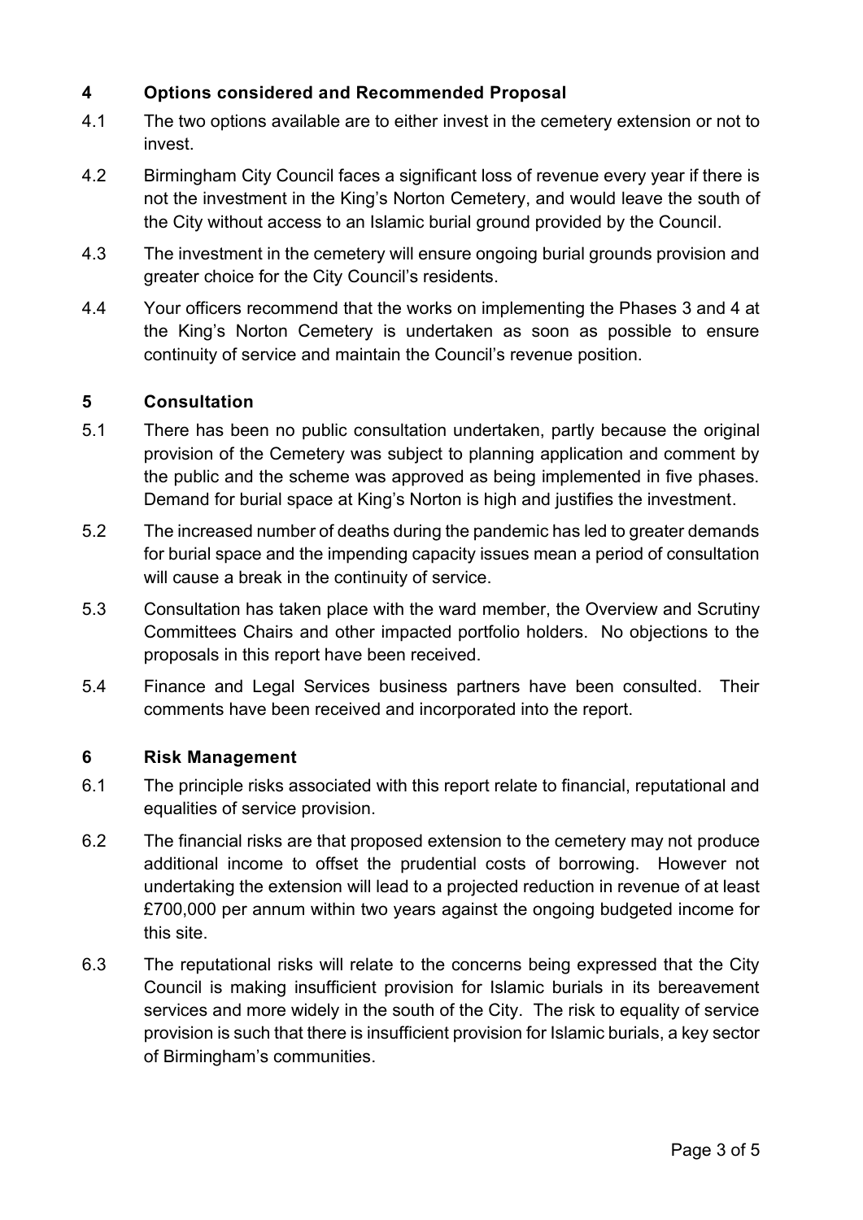## 4 Options considered and Recommended Proposal

4.1 The two options available are to either invest in the cemetery extension or not to invest.

4.2 Birmingham City Council faces a significant loss of revenue every year if there is not the investment in the King's Norton Cemetery, and would leave the south of the City without access to an Islamic burial ground provided by the Council.

4.3 The investment in the cemetery will ensure ongoing burial grounds provision and greater choice for the City Council's residents.

4.4 Your officers recommend that the works on implementing the Phases 3 and 4 at the King's Norton Cemetery is undertaken as soon as possible to ensure continuity of service and maintain the Council's revenue position.

## 5 Consultation

5.1 There has been no public consultation undertaken, partly because the original provision of the Cemetery was subject to planning application and comment by the public and the scheme was approved as being implemented in five phases. Demand for burial space at King's Norton is high and justifies the investment.

5.2 The increased number of deaths during the pandemic has led to greater demands for burial space and the impending capacity issues mean a period of consultation will cause a break in the continuity of service.

5.3 Consultation has taken place with the ward member, the Overview and Scrutiny Committees Chairs and other impacted portfolio holders. No objections to the proposals in this report have been received.

5.4 Finance and Legal Services business partners have been consulted. Their comments have been received and incorporated into the report.

## 6 Risk Management

6.1 The principle risks associated with this report relate to financial, reputational and equalities of service provision.

6.2 The financial risks are that proposed extension to the cemetery may not produce additional income to offset the prudential costs of borrowing. However not undertaking the extension will lead to a projected reduction in revenue of at least £700,000 per annum within two years against the ongoing budgeted income for this site.

6.3 The reputational risks will relate to the concerns being expressed that the City Council is making insufficient provision for Islamic burials in its bereavement services and more widely in the south of the City. The risk to equality of service provision is such that there is insufficient provision for Islamic burials, a key sector of Birmingham's communities.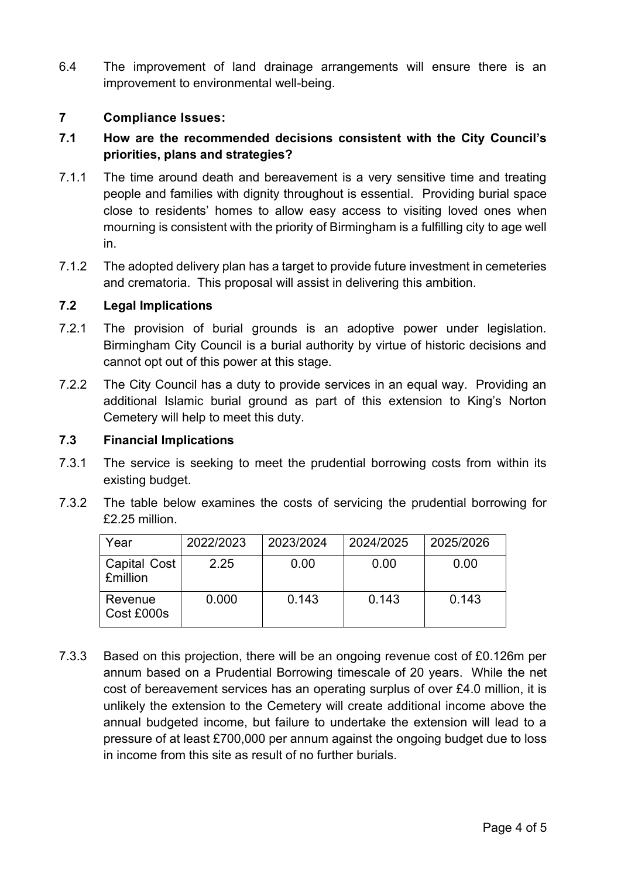6.4 The improvement of land drainage arrangements will ensure there is an improvement to environmental well-being.

## 7 Compliance Issues:

### 7.1 How are the recommended decisions consistent with the City Council's priorities, plans and strategies?

7.1.1 The time around death and bereavement is a very sensitive time and treating people and families with dignity throughout is essential. Providing burial space close to residents' homes to allow easy access to visiting loved ones when mourning is consistent with the priority of Birmingham is a fulfilling city to age well in.

7.1.2 The adopted delivery plan has a target to provide future investment in cemeteries and crematoria. This proposal will assist in delivering this ambition.

### 7.2 Legal Implications

7.2.1 The provision of burial grounds is an adoptive power under legislation. Birmingham City Council is a burial authority by virtue of historic decisions and cannot opt out of this power at this stage.

7.2.2 The City Council has a duty to provide services in an equal way. Providing an additional Islamic burial ground as part of this extension to King's Norton Cemetery will help to meet this duty.

### 7.3 Financial Implications

7.3.1 The service is seeking to meet the prudential borrowing costs from within its existing budget.

7.3.2 The table below examines the costs of servicing the prudential borrowing for £2.25 million.

| Year | 2022/2023 | 2023/2024 | 2024/2025 | 2025/2026 |
|---|---|---|---|---|
| Capital Cost £million | 2.25 | 0.00 | 0.00 | 0.00 |
| Revenue Cost £000s | 0.000 | 0.143 | 0.143 | 0.143 |

7.3.3 Based on this projection, there will be an ongoing revenue cost of £0.126m per annum based on a Prudential Borrowing timescale of 20 years. While the net cost of bereavement services has an operating surplus of over £4.0 million, it is unlikely the extension to the Cemetery will create additional income above the annual budgeted income, but failure to undertake the extension will lead to a pressure of at least £700,000 per annum against the ongoing budget due to loss in income from this site as result of no further burials.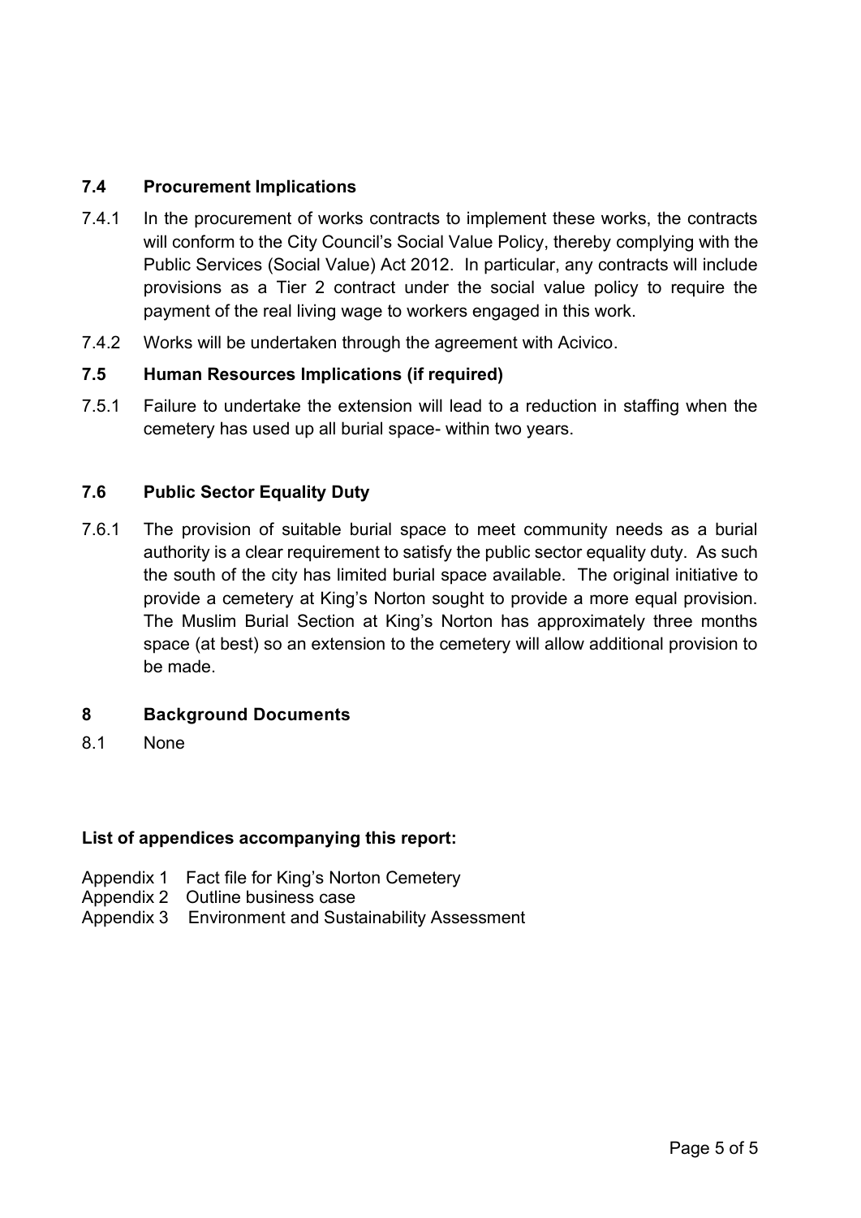### 7.4 Procurement Implications

7.4.1 In the procurement of works contracts to implement these works, the contracts will conform to the City Council's Social Value Policy, thereby complying with the Public Services (Social Value) Act 2012. In particular, any contracts will include provisions as a Tier 2 contract under the social value policy to require the payment of the real living wage to workers engaged in this work.

7.4.2 Works will be undertaken through the agreement with Acivico.

### 7.5 Human Resources Implications (if required)

7.5.1 Failure to undertake the extension will lead to a reduction in staffing when the cemetery has used up all burial space- within two years.

### 7.6 Public Sector Equality Duty

7.6.1 The provision of suitable burial space to meet community needs as a burial authority is a clear requirement to satisfy the public sector equality duty. As such the south of the city has limited burial space available. The original initiative to provide a cemetery at King's Norton sought to provide a more equal provision. The Muslim Burial Section at King's Norton has approximately three months space (at best) so an extension to the cemetery will allow additional provision to be made.

## 8 Background Documents

8.1 None

**List of appendices accompanying this report:**

Appendix 1 Fact file for King's Norton Cemetery
Appendix 2 Outline business case
Appendix 3 Environment and Sustainability Assessment